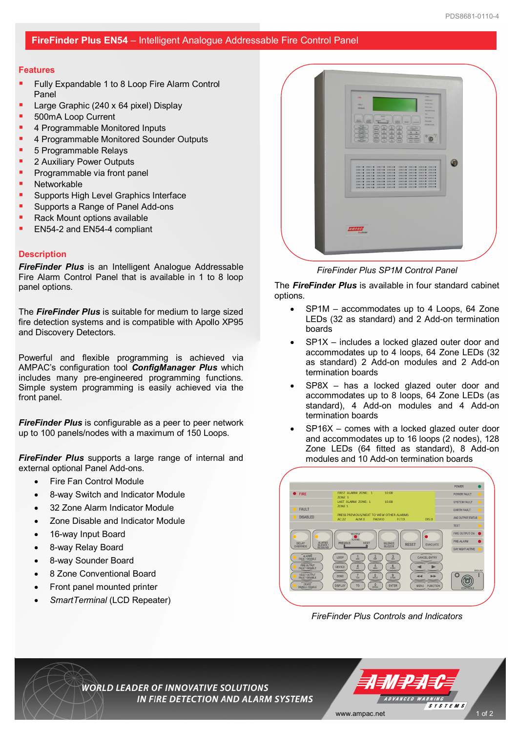# FireFinder Plus EN54 – Intelligent Analogue Addressable Fire Control Panel

## Features

- Fully Expandable 1 to 8 Loop Fire Alarm Control Panel
- Large Graphic (240 x 64 pixel) Display
- 500mA Loop Current
- 4 Programmable Monitored Inputs
- 4 Programmable Monitored Sounder Outputs
- 5 Programmable Relays
- 2 Auxiliary Power Outputs
- Programmable via front panel
- Networkable
- Supports High Level Graphics Interface
- Supports a Range of Panel Add-ons
- Rack Mount options available
- EN54-2 and EN54-4 compliant

## Description

***FireFinder Plus*** is an Intelligent Analogue Addressable Fire Alarm Control Panel that is available in 1 to 8 loop panel options.

The ***FireFinder Plus*** is suitable for medium to large sized fire detection systems and is compatible with Apollo XP95 and Discovery Detectors.

Powerful and flexible programming is achieved via AMPAC's configuration tool ***ConfigManager Plus*** which includes many pre-engineered programming functions. Simple system programming is easily achieved via the front panel.

***FireFinder Plus*** is configurable as a peer to peer network up to 100 panels/nodes with a maximum of 150 Loops.

***FireFinder Plus*** supports a large range of internal and external optional Panel Add-ons.

- Fire Fan Control Module
- 8-way Switch and Indicator Module
- 32 Zone Alarm Indicator Module
- Zone Disable and Indicator Module
- 16-way Input Board
- 8-way Relay Board
- 8-way Sounder Board
- 8 Zone Conventional Board
- Front panel mounted printer
- *SmartTerminal* (LCD Repeater)

*FireFinder Plus SP1M Control Panel*

The ***FireFinder Plus*** is available in four standard cabinet options.

- SP1M – accommodates up to 4 Loops, 64 Zone LEDs (32 as standard) and 2 Add-on termination boards
- SP1X – includes a locked glazed outer door and accommodates up to 4 loops, 64 Zone LEDs (32 as standard) 2 Add-on modules and 2 Add-on termination boards
- SP8X – has a locked glazed outer door and accommodates up to 8 loops, 64 Zone LEDs (as standard), 4 Add-on modules and 4 Add-on termination boards
- SP16X – comes with a locked glazed outer door and accommodates up to 16 loops (2 nodes), 128 Zone LEDs (64 fitted as standard), 8 Add-on modules and 10 Add-on termination boards

*FireFinder Plus Controls and Indicators*

WORLD LEADER OF INNOVATIVE SOLUTIONS IN FIRE DETECTION AND ALARM SYSTEMS

www.ampac.net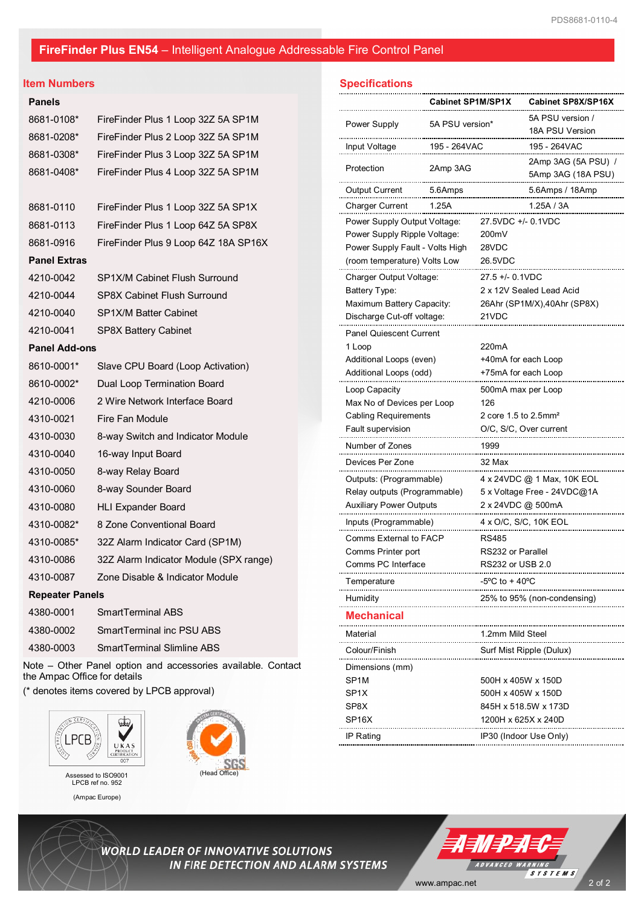PDS8681-0110-4

# FireFinder Plus EN54 – Intelligent Analogue Addressable Fire Control Panel

## Item Numbers

| | |
|---|---|
| **Panels** | |
| 8681-0108* | FireFinder Plus 1 Loop 32Z 5A SP1M |
| 8681-0208* | FireFinder Plus 2 Loop 32Z 5A SP1M |
| 8681-0308* | FireFinder Plus 3 Loop 32Z 5A SP1M |
| 8681-0408* | FireFinder Plus 4 Loop 32Z 5A SP1M |
| 8681-0110 | FireFinder Plus 1 Loop 32Z 5A SP1X |
| 8681-0113 | FireFinder Plus 1 Loop 64Z 5A SP8X |
| 8681-0916 | FireFinder Plus 9 Loop 64Z 18A SP16X |
| **Panel Extras** | |
| 4210-0042 | SP1X/M Cabinet Flush Surround |
| 4210-0044 | SP8X Cabinet Flush Surround |
| 4210-0040 | SP1X/M Batter Cabinet |
| 4210-0041 | SP8X Battery Cabinet |
| **Panel Add-ons** | |
| 8610-0001* | Slave CPU Board (Loop Activation) |
| 8610-0002* | Dual Loop Termination Board |
| 4210-0006 | 2 Wire Network Interface Board |
| 4310-0021 | Fire Fan Module |
| 4310-0030 | 8-way Switch and Indicator Module |
| 4310-0040 | 16-way Input Board |
| 4310-0050 | 8-way Relay Board |
| 4310-0060 | 8-way Sounder Board |
| 4310-0080 | HLI Expander Board |
| 4310-0082* | 8 Zone Conventional Board |
| 4310-0085* | 32Z Alarm Indicator Card (SP1M) |
| 4310-0086 | 32Z Alarm Indicator Module (SPX range) |
| 4310-0087 | Zone Disable & Indicator Module |
| **Repeater Panels** | |
| 4380-0001 | SmartTerminal ABS |
| 4380-0002 | SmartTerminal inc PSU ABS |
| 4380-0003 | SmartTerminal Slimline ABS |

Note – Other Panel option and accessories available. Contact the Ampac Office for details

(* denotes items covered by LPCB approval)

Assessed to ISO9001
LPCB ref no. 952

(Ampac Europe)

(Head Office)

## Specifications

| | Cabinet SP1M/SP1X | Cabinet SP8X/SP16X |
|---|---|---|
| Power Supply | 5A PSU version* | 5A PSU version / 18A PSU Version |
| Input Voltage | 195 - 264VAC | 195 - 264VAC |
| Protection | 2Amp 3AG | 2Amp 3AG (5A PSU) / 5Amp 3AG (18A PSU) |
| Output Current | 5.6Amps | 5.6Amps / 18Amp |
| Charger Current | 1.25A | 1.25A / 3A |

| | |
|---|---|
| Power Supply Output Voltage: | 27.5VDC +/- 0.1VDC |
| Power Supply Ripple Voltage: | 200mV |
| Power Supply Fault - Volts High | 28VDC |
| (room temperature) Volts Low | 26.5VDC |
| Charger Output Voltage: | 27.5 +/- 0.1VDC |
| Battery Type: | 2 x 12V Sealed Lead Acid |
| Maximum Battery Capacity: | 26Ahr (SP1M/X),40Ahr (SP8X) |
| Discharge Cut-off voltage: | 21VDC |
| Panel Quiescent Current | |
| 1 Loop | 220mA |
| Additional Loops (even) | +40mA for each Loop |
| Additional Loops (odd) | +75mA for each Loop |
| Loop Capacity | 500mA max per Loop |
| Max No of Devices per Loop | 126 |
| Cabling Requirements | 2 core 1.5 to 2.5mm² |
| Fault supervision | O/C, S/C, Over current |
| Number of Zones | 1999 |
| Devices Per Zone | 32 Max |
| Outputs: (Programmable) | 4 x 24VDC @ 1 Max, 10K EOL |
| Relay outputs (Programmable) | 5 x Voltage Free - 24VDC@1A |
| Auxiliary Power Outputs | 2 x 24VDC @ 500mA |
| Inputs (Programmable) | 4 x O/C, S/C, 10K EOL |
| Comms External to FACP | RS485 |
| Comms Printer port | RS232 or Parallel |
| Comms PC Interface | RS232 or USB 2.0 |
| Temperature | -5ºC to + 40ºC |
| Humidity | 25% to 95% (non-condensing) |

## Mechanical

| | |
|---|---|
| Material | 1.2mm Mild Steel |
| Colour/Finish | Surf Mist Ripple (Dulux) |
| Dimensions (mm) | |
| SP1M | 500H x 405W x 150D |
| SP1X | 500H x 405W x 150D |
| SP8X | 845H x 518.5W x 173D |
| SP16X | 1200H x 625X x 240D |
| IP Rating | IP30 (Indoor Use Only) |

WORLD LEADER OF INNOVATIVE SOLUTIONS IN FIRE DETECTION AND ALARM SYSTEMS

AMPAC ADVANCED WARNING SYSTEMS

www.ampac.net